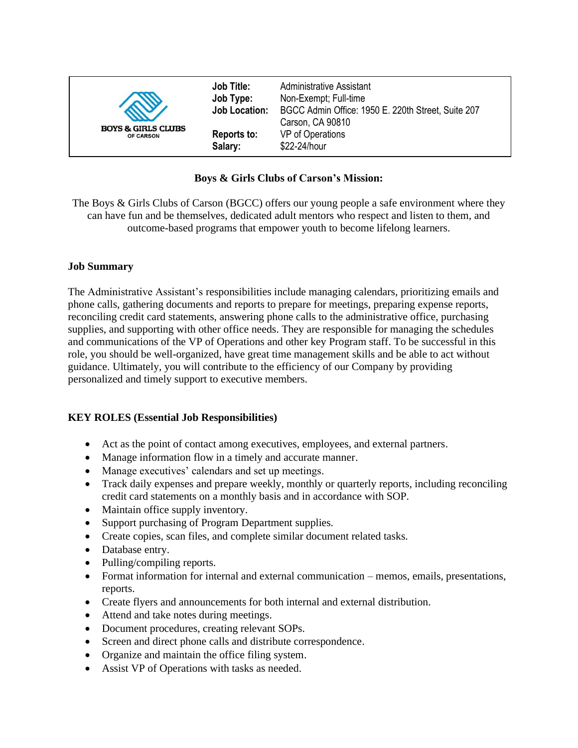BOYS & GIRLS CLUBS OF CARSON

| | |
|---|---|
| **Job Title:** | Administrative Assistant |
| **Job Type:** | Non-Exempt; Full-time |
| **Job Location:** | BGCC Admin Office: 1950 E. 220th Street, Suite 207 Carson, CA 90810 |
| **Reports to:** | VP of Operations |
| **Salary:** | $22-24/hour |

**Boys & Girls Clubs of Carson's Mission:**

The Boys & Girls Clubs of Carson (BGCC) offers our young people a safe environment where they can have fun and be themselves, dedicated adult mentors who respect and listen to them, and outcome-based programs that empower youth to become lifelong learners.

## Job Summary

The Administrative Assistant's responsibilities include managing calendars, prioritizing emails and phone calls, gathering documents and reports to prepare for meetings, preparing expense reports, reconciling credit card statements, answering phone calls to the administrative office, purchasing supplies, and supporting with other office needs. They are responsible for managing the schedules and communications of the VP of Operations and other key Program staff. To be successful in this role, you should be well-organized, have great time management skills and be able to act without guidance. Ultimately, you will contribute to the efficiency of our Company by providing personalized and timely support to executive members.

## KEY ROLES (Essential Job Responsibilities)

- Act as the point of contact among executives, employees, and external partners.
- Manage information flow in a timely and accurate manner.
- Manage executives' calendars and set up meetings.
- Track daily expenses and prepare weekly, monthly or quarterly reports, including reconciling credit card statements on a monthly basis and in accordance with SOP.
- Maintain office supply inventory.
- Support purchasing of Program Department supplies.
- Create copies, scan files, and complete similar document related tasks.
- Database entry.
- Pulling/compiling reports.
- Format information for internal and external communication – memos, emails, presentations, reports.
- Create flyers and announcements for both internal and external distribution.
- Attend and take notes during meetings.
- Document procedures, creating relevant SOPs.
- Screen and direct phone calls and distribute correspondence.
- Organize and maintain the office filing system.
- Assist VP of Operations with tasks as needed.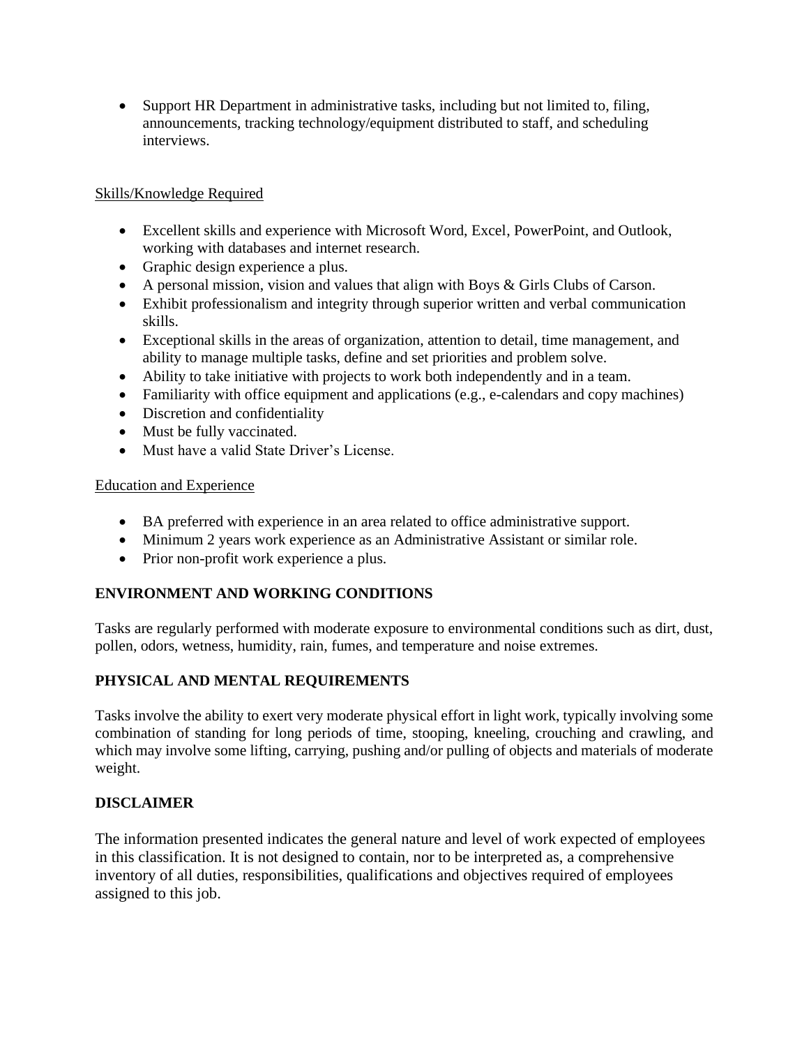- Support HR Department in administrative tasks, including but not limited to, filing, announcements, tracking technology/equipment distributed to staff, and scheduling interviews.

Skills/Knowledge Required

- Excellent skills and experience with Microsoft Word, Excel, PowerPoint, and Outlook, working with databases and internet research.
- Graphic design experience a plus.
- A personal mission, vision and values that align with Boys & Girls Clubs of Carson.
- Exhibit professionalism and integrity through superior written and verbal communication skills.
- Exceptional skills in the areas of organization, attention to detail, time management, and ability to manage multiple tasks, define and set priorities and problem solve.
- Ability to take initiative with projects to work both independently and in a team.
- Familiarity with office equipment and applications (e.g., e-calendars and copy machines)
- Discretion and confidentiality
- Must be fully vaccinated.
- Must have a valid State Driver's License.

Education and Experience

- BA preferred with experience in an area related to office administrative support.
- Minimum 2 years work experience as an Administrative Assistant or similar role.
- Prior non-profit work experience a plus.

**ENVIRONMENT AND WORKING CONDITIONS**

Tasks are regularly performed with moderate exposure to environmental conditions such as dirt, dust, pollen, odors, wetness, humidity, rain, fumes, and temperature and noise extremes.

**PHYSICAL AND MENTAL REQUIREMENTS**

Tasks involve the ability to exert very moderate physical effort in light work, typically involving some combination of standing for long periods of time, stooping, kneeling, crouching and crawling, and which may involve some lifting, carrying, pushing and/or pulling of objects and materials of moderate weight.

**DISCLAIMER**

The information presented indicates the general nature and level of work expected of employees in this classification. It is not designed to contain, nor to be interpreted as, a comprehensive inventory of all duties, responsibilities, qualifications and objectives required of employees assigned to this job.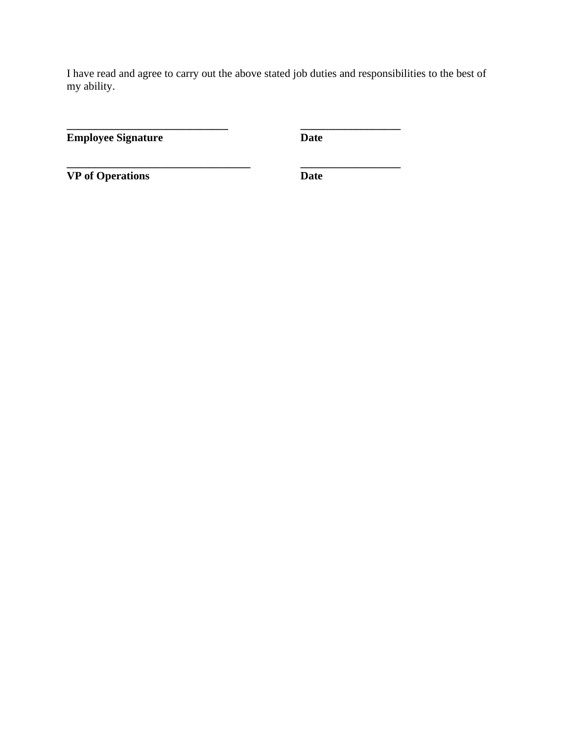I have read and agree to carry out the above stated job duties and responsibilities to the best of my ability.

**______________________________**　　　　**___________________**

**Employee Signature**　　　　　　　　　**Date**

**__________________________________**　　　**___________________**

**VP of Operations**　　　　　　　　　　**Date**